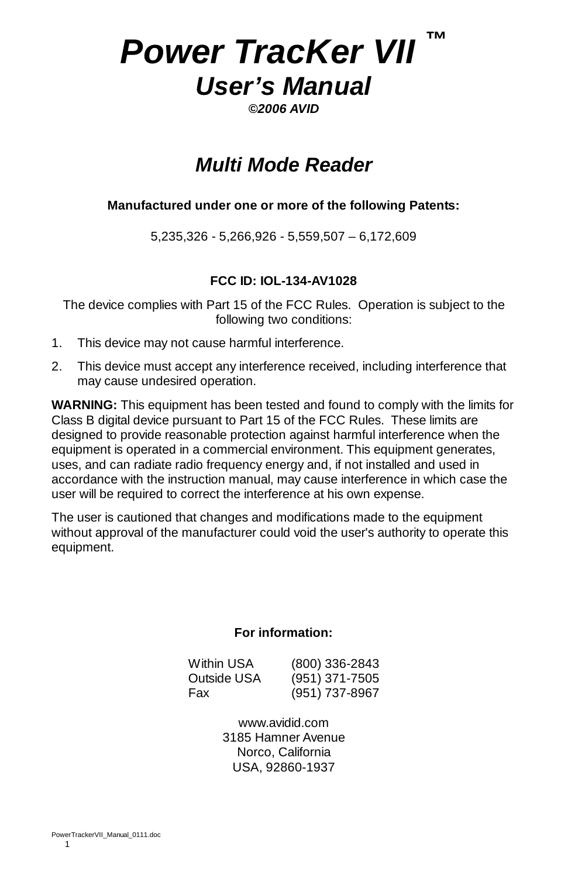# *Power TracKer VII ™*

## *User's Manual*

***©2006 AVID***

## *Multi Mode Reader*

**Manufactured under one or more of the following Patents:**

5,235,326 - 5,266,926 - 5,559,507 – 6,172,609

**FCC ID: IOL-134-AV1028**

The device complies with Part 15 of the FCC Rules. Operation is subject to the following two conditions:

1. This device may not cause harmful interference.
2. This device must accept any interference received, including interference that may cause undesired operation.

**WARNING:** This equipment has been tested and found to comply with the limits for Class B digital device pursuant to Part 15 of the FCC Rules. These limits are designed to provide reasonable protection against harmful interference when the equipment is operated in a commercial environment. This equipment generates, uses, and can radiate radio frequency energy and, if not installed and used in accordance with the instruction manual, may cause interference in which case the user will be required to correct the interference at his own expense.

The user is cautioned that changes and modifications made to the equipment without approval of the manufacturer could void the user's authority to operate this equipment.

**For information:**

| | |
|---|---|
| Within USA | (800) 336-2843 |
| Outside USA | (951) 371-7505 |
| Fax | (951) 737-8967 |

www.avidid.com
3185 Hamner Avenue
Norco, California
USA, 92860-1937

PowerTrackerVII_Manual_0111.doc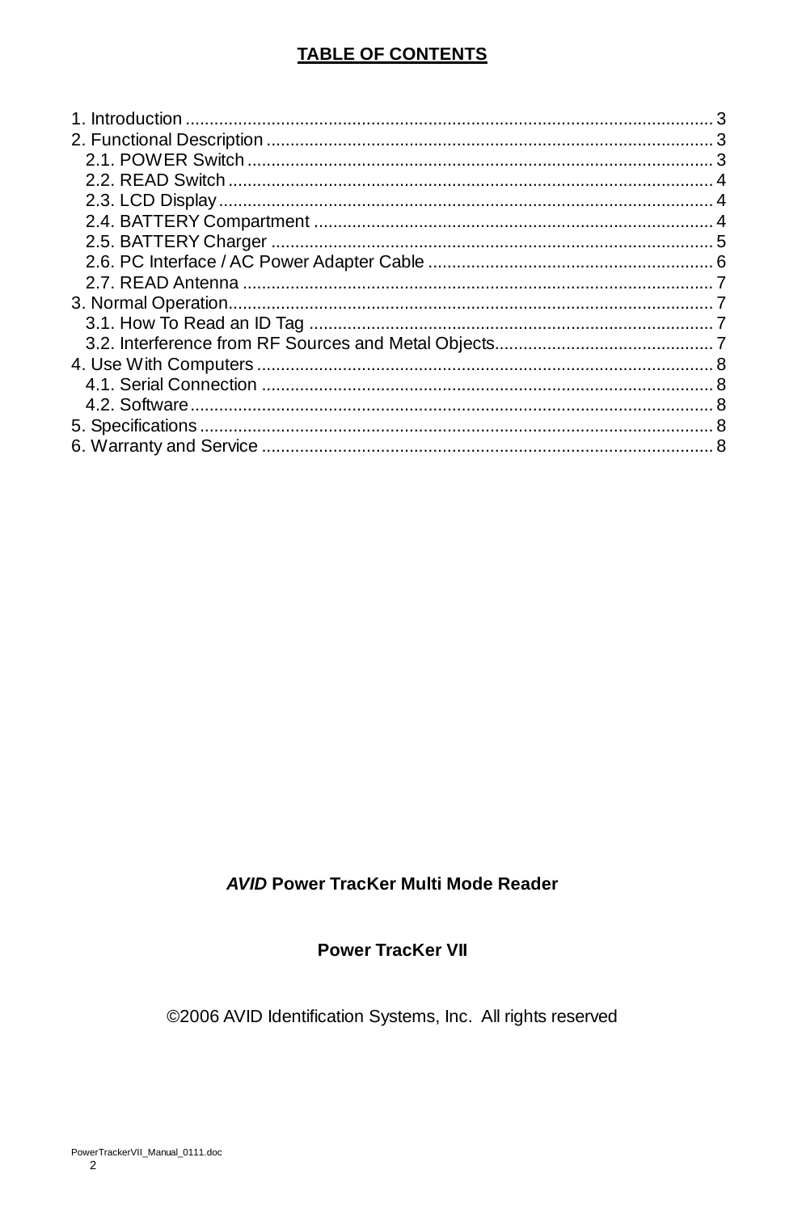**TABLE OF CONTENTS**

1. Introduction .............................................................................................................. 3
2. Functional Description ............................................................................................. 3
   2.1. POWER Switch ................................................................................................. 3
   2.2. READ Switch ..................................................................................................... 4
   2.3. LCD Display ....................................................................................................... 4
   2.4. BATTERY Compartment ................................................................................... 4
   2.5. BATTERY Charger ............................................................................................ 5
   2.6. PC Interface / AC Power Adapter Cable ........................................................... 6
   2.7. READ Antenna .................................................................................................. 7
3. Normal Operation..................................................................................................... 7
   3.1. How To Read an ID Tag .................................................................................... 7
   3.2. Interference from RF Sources and Metal Objects.............................................. 7
4. Use With Computers ................................................................................................ 8
   4.1. Serial Connection .............................................................................................. 8
   4.2. Software............................................................................................................. 8
5. Specifications ........................................................................................................... 8
6. Warranty and Service ............................................................................................... 8

***AVID* Power TracKer Multi Mode Reader**

**Power TracKer VII**

©2006 AVID Identification Systems, Inc. All rights reserved

PowerTrackerVII_Manual_0111.doc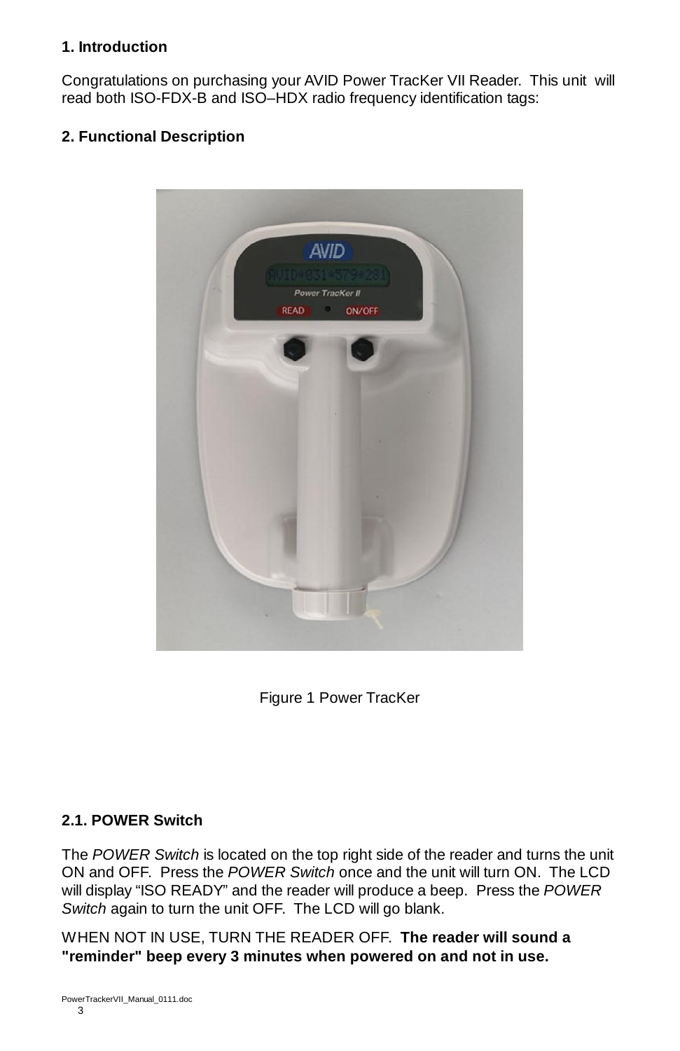## 1. Introduction

Congratulations on purchasing your AVID Power TracKer VII Reader. This unit will read both ISO-FDX-B and ISO–HDX radio frequency identification tags:

## 2. Functional Description

Figure 1 Power TracKer

### 2.1. POWER Switch

The *POWER Switch* is located on the top right side of the reader and turns the unit ON and OFF. Press the *POWER Switch* once and the unit will turn ON. The LCD will display "ISO READY" and the reader will produce a beep. Press the *POWER Switch* again to turn the unit OFF. The LCD will go blank.

WHEN NOT IN USE, TURN THE READER OFF. **The reader will sound a "reminder" beep every 3 minutes when powered on and not in use.**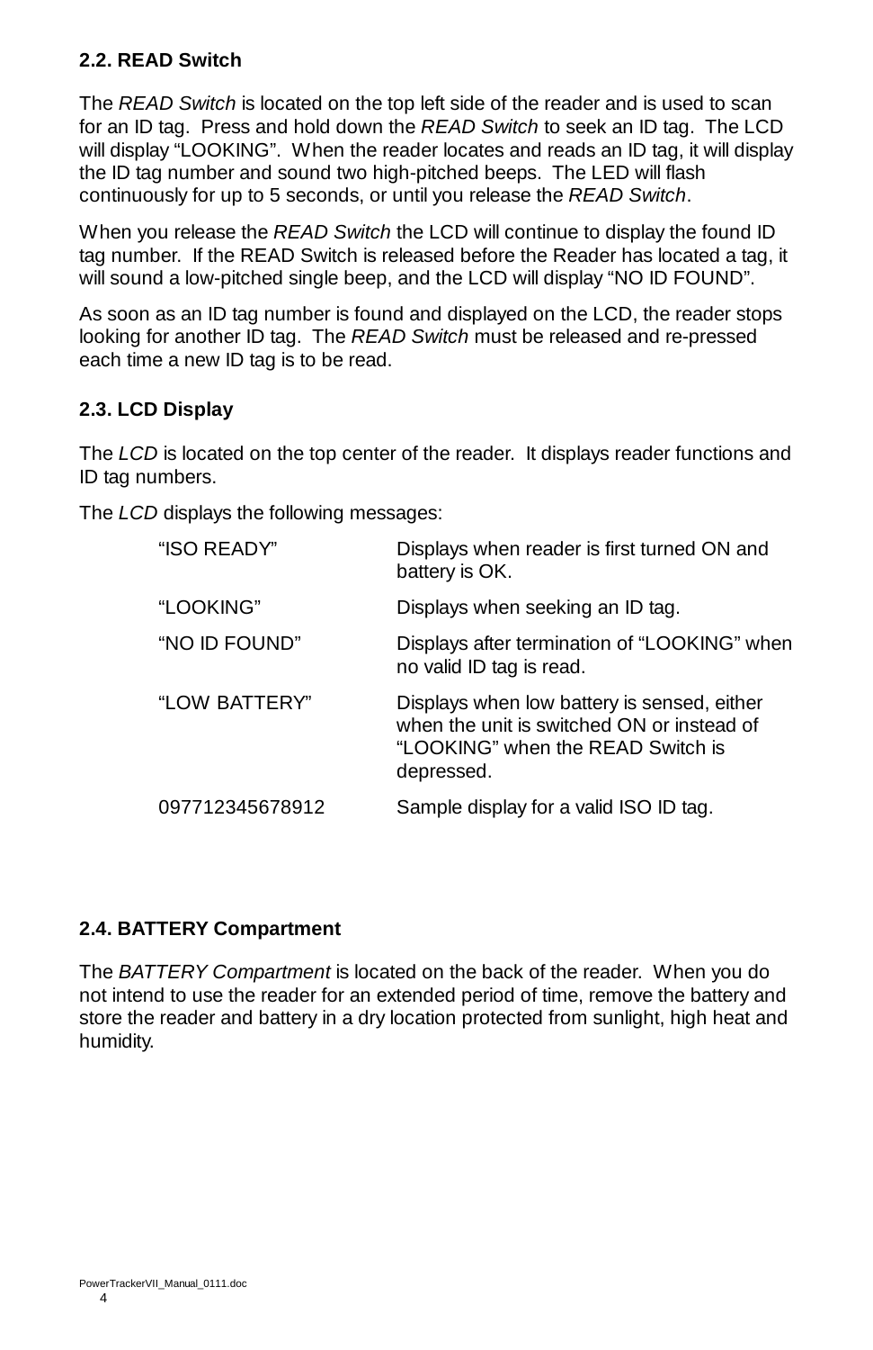### 2.2. READ Switch

The *READ Switch* is located on the top left side of the reader and is used to scan for an ID tag. Press and hold down the *READ Switch* to seek an ID tag. The LCD will display “LOOKING”. When the reader locates and reads an ID tag, it will display the ID tag number and sound two high-pitched beeps. The LED will flash continuously for up to 5 seconds, or until you release the *READ Switch*.

When you release the *READ Switch* the LCD will continue to display the found ID tag number. If the READ Switch is released before the Reader has located a tag, it will sound a low-pitched single beep, and the LCD will display “NO ID FOUND”.

As soon as an ID tag number is found and displayed on the LCD, the reader stops looking for another ID tag. The *READ Switch* must be released and re-pressed each time a new ID tag is to be read.

### 2.3. LCD Display

The *LCD* is located on the top center of the reader. It displays reader functions and ID tag numbers.

The *LCD* displays the following messages:

| Message | Description |
|---|---|
| “ISO READY” | Displays when reader is first turned ON and battery is OK. |
| “LOOKING” | Displays when seeking an ID tag. |
| “NO ID FOUND” | Displays after termination of “LOOKING” when no valid ID tag is read. |
| “LOW BATTERY” | Displays when low battery is sensed, either when the unit is switched ON or instead of “LOOKING” when the READ Switch is depressed. |
| 097712345678912 | Sample display for a valid ISO ID tag. |

### 2.4. BATTERY Compartment

The *BATTERY Compartment* is located on the back of the reader. When you do not intend to use the reader for an extended period of time, remove the battery and store the reader and battery in a dry location protected from sunlight, high heat and humidity.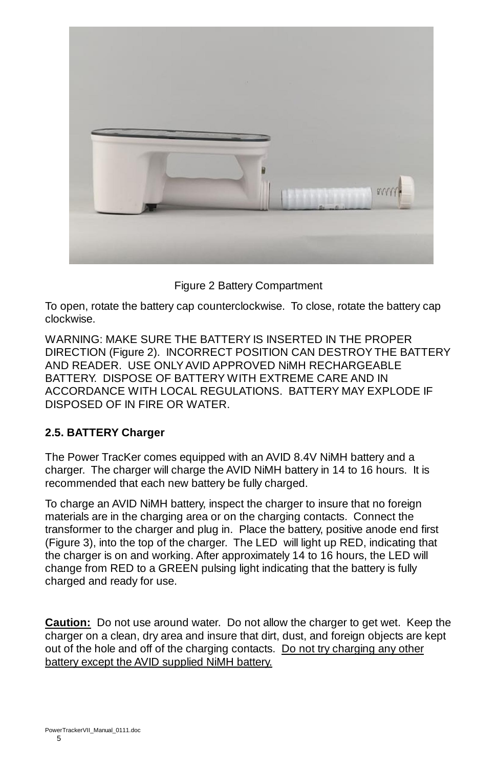Figure 2 Battery Compartment

To open, rotate the battery cap counterclockwise.  To close, rotate the battery cap clockwise.

WARNING: MAKE SURE THE BATTERY IS INSERTED IN THE PROPER DIRECTION (Figure 2).  INCORRECT POSITION CAN DESTROY THE BATTERY AND READER.  USE ONLY AVID APPROVED NiMH RECHARGEABLE BATTERY.  DISPOSE OF BATTERY WITH EXTREME CARE AND IN ACCORDANCE WITH LOCAL REGULATIONS.  BATTERY MAY EXPLODE IF DISPOSED OF IN FIRE OR WATER.

### 2.5. BATTERY Charger

The Power TracKer comes equipped with an AVID 8.4V NiMH battery and a charger.  The charger will charge the AVID NiMH battery in 14 to 16 hours.  It is recommended that each new battery be fully charged.

To charge an AVID NiMH battery, inspect the charger to insure that no foreign materials are in the charging area or on the charging contacts.  Connect the transformer to the charger and plug in.  Place the battery, positive anode end first (Figure 3), into the top of the charger.  The LED will light up RED, indicating that the charger is on and working. After approximately 14 to 16 hours, the LED will change from RED to a GREEN pulsing light indicating that the battery is fully charged and ready for use.

**Caution:**  Do not use around water.  Do not allow the charger to get wet.  Keep the charger on a clean, dry area and insure that dirt, dust, and foreign objects are kept out of the hole and off of the charging contacts.  Do not try charging any other battery except the AVID supplied NiMH battery.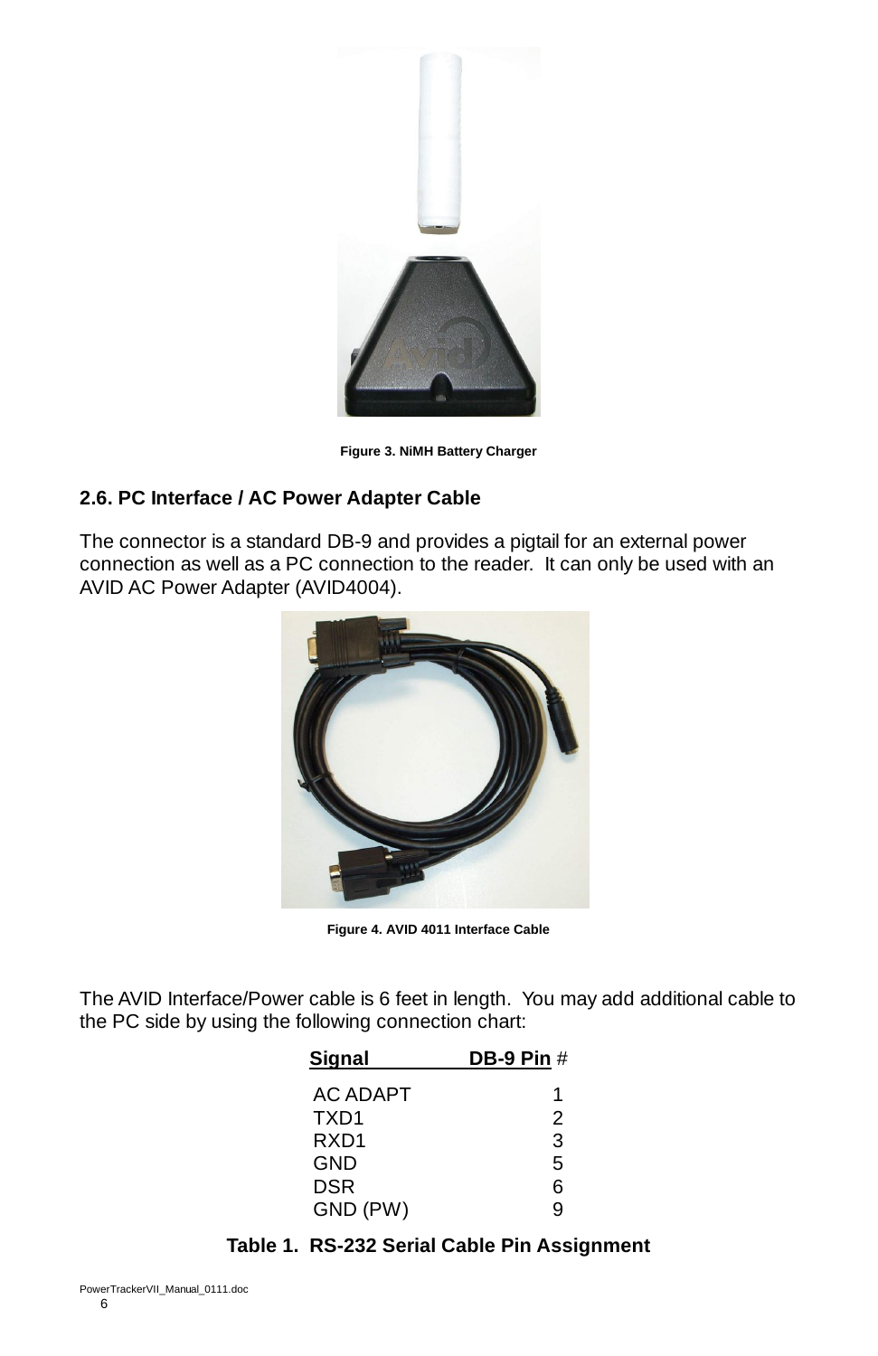Figure 3. NiMH Battery Charger

## 2.6. PC Interface / AC Power Adapter Cable

The connector is a standard DB-9 and provides a pigtail for an external power connection as well as a PC connection to the reader. It can only be used with an AVID AC Power Adapter (AVID4004).

Figure 4. AVID 4011 Interface Cable

The AVID Interface/Power cable is 6 feet in length. You may add additional cable to the PC side by using the following connection chart:

| Signal | DB-9 Pin # |
|---|---|
| AC ADAPT | 1 |
| TXD1 | 2 |
| RXD1 | 3 |
| GND | 5 |
| DSR | 6 |
| GND (PW) | 9 |

**Table 1. RS-232 Serial Cable Pin Assignment**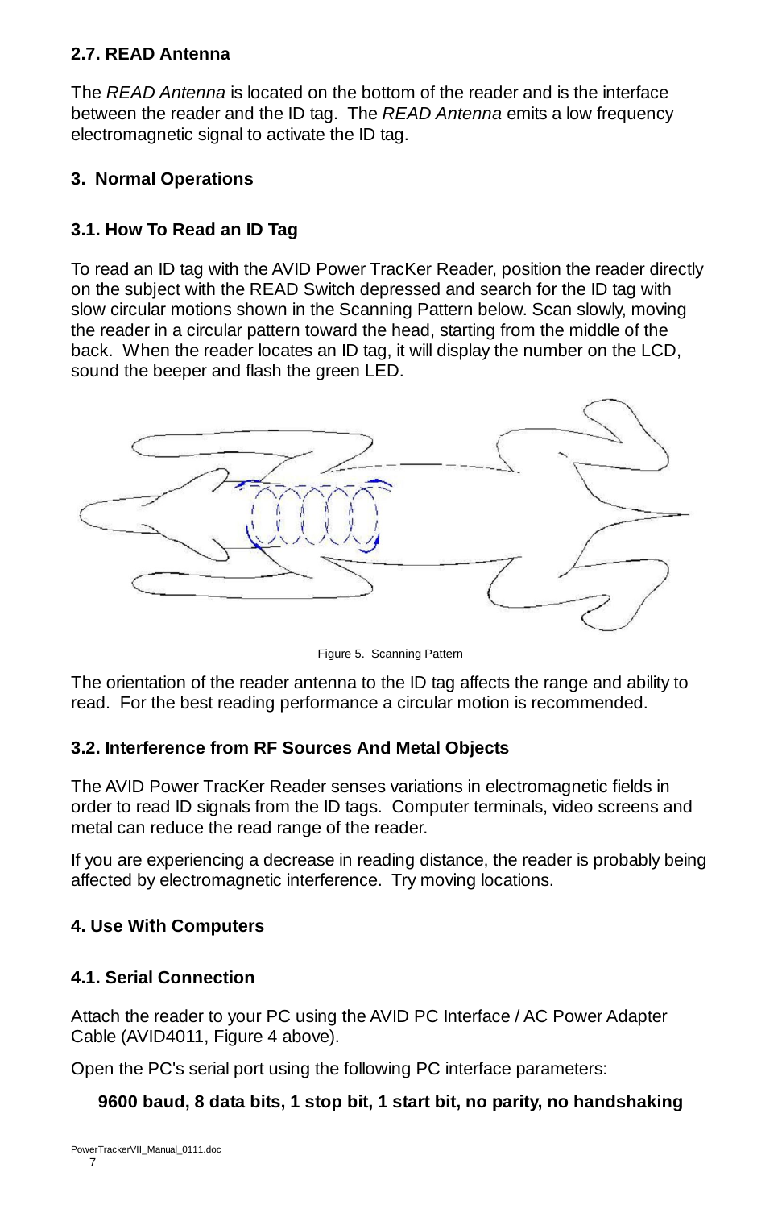### 2.7. READ Antenna

The *READ Antenna* is located on the bottom of the reader and is the interface between the reader and the ID tag. The *READ Antenna* emits a low frequency electromagnetic signal to activate the ID tag.

## 3. Normal Operations

### 3.1. How To Read an ID Tag

To read an ID tag with the AVID Power TracKer Reader, position the reader directly on the subject with the READ Switch depressed and search for the ID tag with slow circular motions shown in the Scanning Pattern below. Scan slowly, moving the reader in a circular pattern toward the head, starting from the middle of the back. When the reader locates an ID tag, it will display the number on the LCD, sound the beeper and flash the green LED.

Figure 5. Scanning Pattern

The orientation of the reader antenna to the ID tag affects the range and ability to read. For the best reading performance a circular motion is recommended.

### 3.2. Interference from RF Sources And Metal Objects

The AVID Power TracKer Reader senses variations in electromagnetic fields in order to read ID signals from the ID tags. Computer terminals, video screens and metal can reduce the read range of the reader.

If you are experiencing a decrease in reading distance, the reader is probably being affected by electromagnetic interference. Try moving locations.

## 4. Use With Computers

### 4.1. Serial Connection

Attach the reader to your PC using the AVID PC Interface / AC Power Adapter Cable (AVID4011, Figure 4 above).

Open the PC's serial port using the following PC interface parameters:

**9600 baud, 8 data bits, 1 stop bit, 1 start bit, no parity, no handshaking**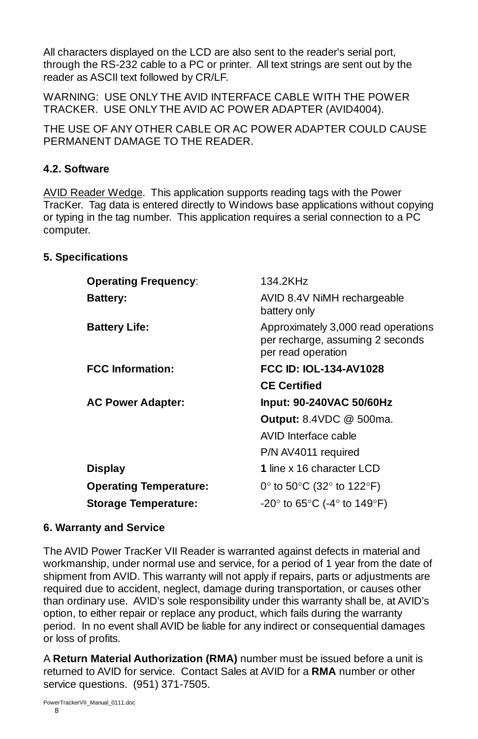All characters displayed on the LCD are also sent to the reader's serial port, through the RS-232 cable to a PC or printer. All text strings are sent out by the reader as ASCII text followed by CR/LF.

WARNING: USE ONLY THE AVID INTERFACE CABLE WITH THE POWER TRACKER. USE ONLY THE AVID AC POWER ADAPTER (AVID4004).

THE USE OF ANY OTHER CABLE OR AC POWER ADAPTER COULD CAUSE PERMANENT DAMAGE TO THE READER.

### 4.2. Software

AVID Reader Wedge. This application supports reading tags with the Power TracKer. Tag data is entered directly to Windows base applications without copying or typing in the tag number. This application requires a serial connection to a PC computer.

## 5. Specifications

| | |
|---|---|
| **Operating Frequency**: | 134.2KHz |
| **Battery:** | AVID 8.4V NiMH rechargeable battery only |
| **Battery Life:** | Approximately 3,000 read operations per recharge, assuming 2 seconds per read operation |
| **FCC Information:** | **FCC ID: IOL-134-AV1028** |
| | **CE Certified** |
| **AC Power Adapter:** | **Input: 90-240VAC 50/60Hz** |
| | **Output:** 8.4VDC @ 500ma. |
| | AVID Interface cable |
| | P/N AV4011 required |
| **Display** | **1** line x 16 character LCD |
| **Operating Temperature:** | 0° to 50°C (32° to 122°F) |
| **Storage Temperature:** | -20° to 65°C (-4° to 149°F) |

## 6. Warranty and Service

The AVID Power TracKer VII Reader is warranted against defects in material and workmanship, under normal use and service, for a period of 1 year from the date of shipment from AVID. This warranty will not apply if repairs, parts or adjustments are required due to accident, neglect, damage during transportation, or causes other than ordinary use. AVID's sole responsibility under this warranty shall be, at AVID's option, to either repair or replace any product, which fails during the warranty period. In no event shall AVID be liable for any indirect or consequential damages or loss of profits.

A **Return Material Authorization (RMA)** number must be issued before a unit is returned to AVID for service. Contact Sales at AVID for a **RMA** number or other service questions. (951) 371-7505.